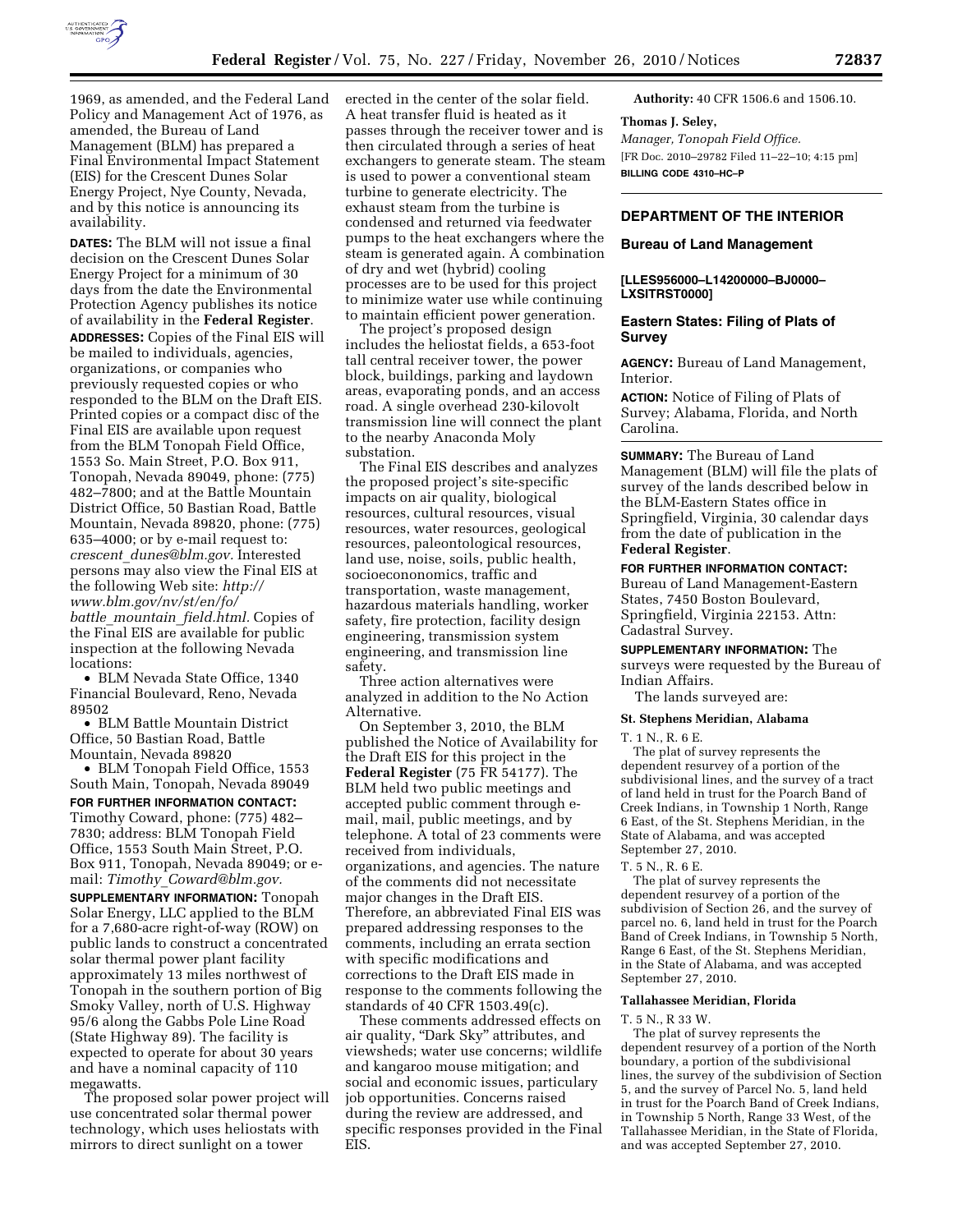1969, as amended, and the Federal Land Policy and Management Act of 1976, as amended, the Bureau of Land Management (BLM) has prepared a Final Environmental Impact Statement (EIS) for the Crescent Dunes Solar Energy Project, Nye County, Nevada, and by this notice is announcing its availability.

**DATES:** The BLM will not issue a final decision on the Crescent Dunes Solar Energy Project for a minimum of 30 days from the date the Environmental Protection Agency publishes its notice of availability in the **Federal Register**.

**ADDRESSES:** Copies of the Final EIS will be mailed to individuals, agencies, organizations, or companies who previously requested copies or who responded to the BLM on the Draft EIS. Printed copies or a compact disc of the Final EIS are available upon request from the BLM Tonopah Field Office, 1553 So. Main Street, P.O. Box 911, Tonopah, Nevada 89049, phone: (775) 482–7800; and at the Battle Mountain District Office, 50 Bastian Road, Battle Mountain, Nevada 89820, phone: (775) 635–4000; or by e-mail request to: *crescent_dunes@blm.gov.* Interested persons may also view the Final EIS at the following Web site: *http://www.blm.gov/nv/st/en/fo/battle_mountain_field.html.* Copies of the Final EIS are available for public inspection at the following Nevada locations:

- BLM Nevada State Office, 1340 Financial Boulevard, Reno, Nevada 89502
- BLM Battle Mountain District Office, 50 Bastian Road, Battle Mountain, Nevada 89820
- BLM Tonopah Field Office, 1553 South Main, Tonopah, Nevada 89049

**FOR FURTHER INFORMATION CONTACT:** Timothy Coward, phone: (775) 482–7830; address: BLM Tonopah Field Office, 1553 South Main Street, P.O. Box 911, Tonopah, Nevada 89049; or e-mail: *Timothy_Coward@blm.gov.*

**SUPPLEMENTARY INFORMATION:** Tonopah Solar Energy, LLC applied to the BLM for a 7,680-acre right-of-way (ROW) on public lands to construct a concentrated solar thermal power plant facility approximately 13 miles northwest of Tonopah in the southern portion of Big Smoky Valley, north of U.S. Highway 95/6 along the Gabbs Pole Line Road (State Highway 89). The facility is expected to operate for about 30 years and have a nominal capacity of 110 megawatts.

The proposed solar power project will use concentrated solar thermal power technology, which uses heliostats with mirrors to direct sunlight on a tower erected in the center of the solar field. A heat transfer fluid is heated as it passes through the receiver tower and is then circulated through a series of heat exchangers to generate steam. The steam is used to power a conventional steam turbine to generate electricity. The exhaust steam from the turbine is condensed and returned via feedwater pumps to the heat exchangers where the steam is generated again. A combination of dry and wet (hybrid) cooling processes are to be used for this project to minimize water use while continuing to maintain efficient power generation.

The project's proposed design includes the heliostat fields, a 653-foot tall central receiver tower, the power block, buildings, parking and laydown areas, evaporating ponds, and an access road. A single overhead 230-kilovolt transmission line will connect the plant to the nearby Anaconda Moly substation.

The Final EIS describes and analyzes the proposed project's site-specific impacts on air quality, biological resources, cultural resources, visual resources, water resources, geological resources, paleontological resources, land use, noise, soils, public health, sociocononomics, traffic and transportation, waste management, hazardous materials handling, worker safety, fire protection, facility design engineering, transmission system engineering, and transmission line safety.

Three action alternatives were analyzed in addition to the No Action Alternative.

On September 3, 2010, the BLM published the Notice of Availability for the Draft EIS for this project in the **Federal Register** (75 FR 54177). The BLM held two public meetings and accepted public comment through e-mail, mail, public meetings, and by telephone. A total of 23 comments were received from individuals, organizations, and agencies. The nature of the comments did not necessitate major changes in the Draft EIS. Therefore, an abbreviated Final EIS was prepared addressing responses to the comments, including an errata section with specific modifications and corrections to the Draft EIS made in response to the comments following the standards of 40 CFR 1503.49(c).

These comments addressed effects on air quality, "Dark Sky" attributes, and viewsheds; water use concerns; wildlife and kangaroo mouse mitigation; and social and economic issues, particularly job opportunities. Concerns raised during the review are addressed, and specific responses provided in the Final EIS.

**Authority:** 40 CFR 1506.6 and 1506.10.

**Thomas J. Seley,**

*Manager, Tonopah Field Office.*

[FR Doc. 2010–29782 Filed 11–22–10; 4:15 pm]

**BILLING CODE 4310–HC–P**

## DEPARTMENT OF THE INTERIOR

### Bureau of Land Management

**[LLES956000–L14200000–BJ0000–LXSITRST0000]**

### Eastern States: Filing of Plats of Survey

**AGENCY:** Bureau of Land Management, Interior.

**ACTION:** Notice of Filing of Plats of Survey; Alabama, Florida, and North Carolina.

**SUMMARY:** The Bureau of Land Management (BLM) will file the plats of survey of the lands described below in the BLM-Eastern States office in Springfield, Virginia, 30 calendar days from the date of publication in the **Federal Register**.

**FOR FURTHER INFORMATION CONTACT:** Bureau of Land Management-Eastern States, 7450 Boston Boulevard, Springfield, Virginia 22153. Attn: Cadastral Survey.

**SUPPLEMENTARY INFORMATION:** The surveys were requested by the Bureau of Indian Affairs.

The lands surveyed are:

**St. Stephens Meridian, Alabama**

T. 1 N., R. 6 E.

The plat of survey represents the dependent resurvey of a portion of the subdivisional lines, and the survey of a tract of land held in trust for the Poarch Band of Creek Indians, in Township 1 North, Range 6 East, of the St. Stephens Meridian, in the State of Alabama, and was accepted September 27, 2010.

T. 5 N., R. 6 E.

The plat of survey represents the dependent resurvey of a portion of the subdivision of Section 26, and the survey of parcel no. 6, land held in trust for the Poarch Band of Creek Indians, in Township 5 North, Range 6 East, of the St. Stephens Meridian, in the State of Alabama, and was accepted September 27, 2010.

**Tallahassee Meridian, Florida**

T. 5 N., R 33 W.

The plat of survey represents the dependent resurvey of a portion of the North boundary, a portion of the subdivisional lines, the survey of the subdivision of Section 5, and the survey of Parcel No. 5, land held in trust for the Poarch Band of Creek Indians, in Township 5 North, Range 33 West, of the Tallahassee Meridian, in the State of Florida, and was accepted September 27, 2010.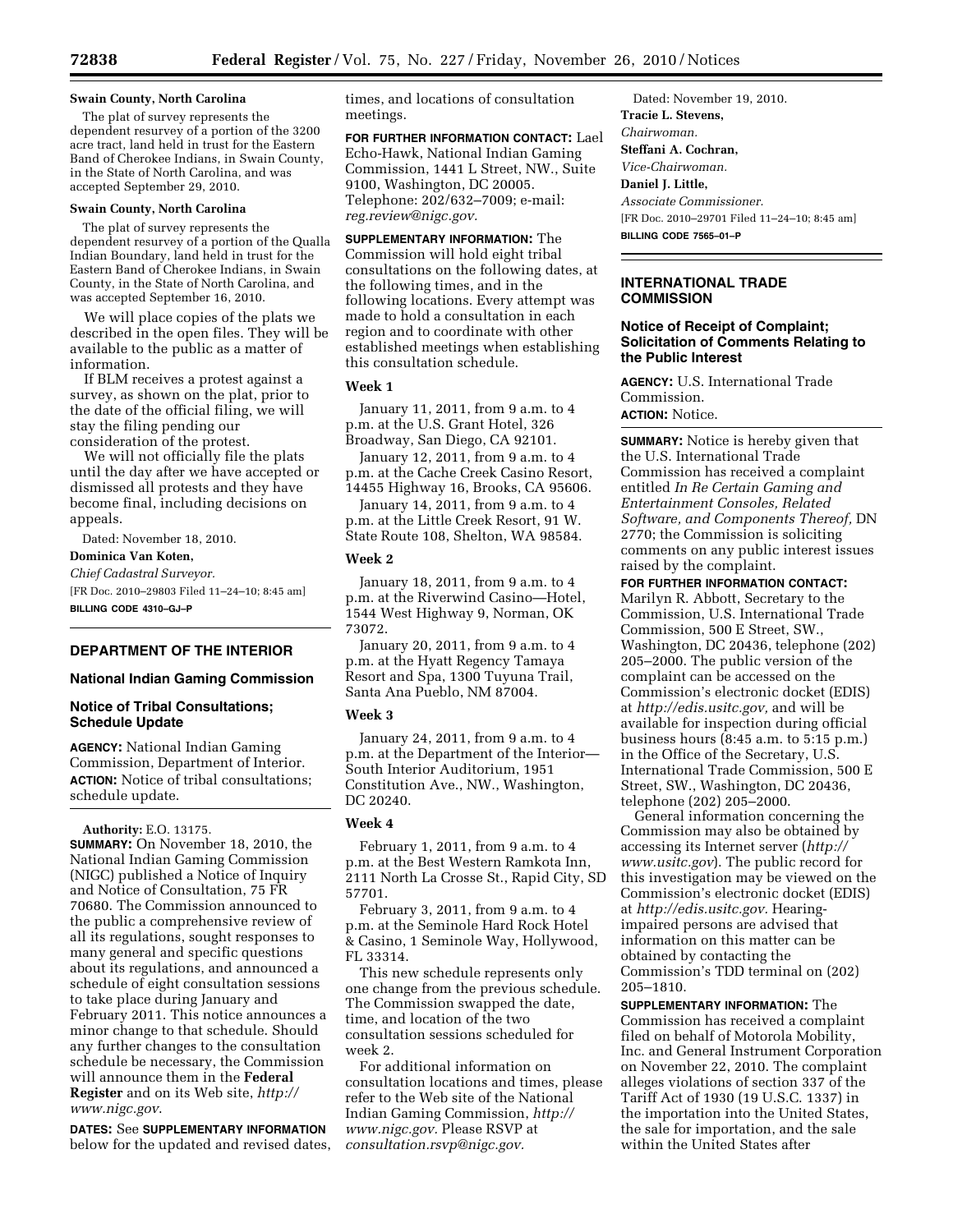**Swain County, North Carolina**

The plat of survey represents the dependent resurvey of a portion of the 3200 acre tract, land held in trust for the Eastern Band of Cherokee Indians, in Swain County, in the State of North Carolina, and was accepted September 29, 2010.

**Swain County, North Carolina**

The plat of survey represents the dependent resurvey of a portion of the Qualla Indian Boundary, land held in trust for the Eastern Band of Cherokee Indians, in Swain County, in the State of North Carolina, and was accepted September 16, 2010.

We will place copies of the plats we described in the open files. They will be available to the public as a matter of information.

If BLM receives a protest against a survey, as shown on the plat, prior to the date of the official filing, we will stay the filing pending our consideration of the protest.

We will not officially file the plats until the day after we have accepted or dismissed all protests and they have become final, including decisions on appeals.

Dated: November 18, 2010.

**Dominica Van Koten,**

*Chief Cadastral Surveyor.*

[FR Doc. 2010–29803 Filed 11–24–10; 8:45 am]

**BILLING CODE 4310–GJ–P**

## DEPARTMENT OF THE INTERIOR

### National Indian Gaming Commission

### Notice of Tribal Consultations; Schedule Update

**AGENCY:** National Indian Gaming Commission, Department of Interior.

**ACTION:** Notice of tribal consultations; schedule update.

**Authority:** E.O. 13175.

**SUMMARY:** On November 18, 2010, the National Indian Gaming Commission (NIGC) published a Notice of Inquiry and Notice of Consultation, 75 FR 70680. The Commission announced to the public a comprehensive review of all its regulations, sought responses to many general and specific questions about its regulations, and announced a schedule of eight consultation sessions to take place during January and February 2011. This notice announces a minor change to that schedule. Should any further changes to the consultation schedule be necessary, the Commission will announce them in the **Federal Register** and on its Web site, *http://www.nigc.gov*.

**DATES:** See **SUPPLEMENTARY INFORMATION** below for the updated and revised dates, times, and locations of consultation meetings.

**FOR FURTHER INFORMATION CONTACT:** Lael Echo-Hawk, National Indian Gaming Commission, 1441 L Street, NW., Suite 9100, Washington, DC 20005. Telephone: 202/632–7009; e-mail: *reg.review@nigc.gov.*

**SUPPLEMENTARY INFORMATION:** The Commission will hold eight tribal consultations on the following dates, at the following times, and in the following locations. Every attempt was made to hold a consultation in each region and to coordinate with other established meetings when establishing this consultation schedule.

#### Week 1

January 11, 2011, from 9 a.m. to 4 p.m. at the U.S. Grant Hotel, 326 Broadway, San Diego, CA 92101.

January 12, 2011, from 9 a.m. to 4 p.m. at the Cache Creek Casino Resort, 14455 Highway 16, Brooks, CA 95606.

January 14, 2011, from 9 a.m. to 4 p.m. at the Little Creek Resort, 91 W. State Route 108, Shelton, WA 98584.

#### Week 2

January 18, 2011, from 9 a.m. to 4 p.m. at the Riverwind Casino—Hotel, 1544 West Highway 9, Norman, OK 73072.

January 20, 2011, from 9 a.m. to 4 p.m. at the Hyatt Regency Tamaya Resort and Spa, 1300 Tuyuna Trail, Santa Ana Pueblo, NM 87004.

#### Week 3

January 24, 2011, from 9 a.m. to 4 p.m. at the Department of the Interior—South Interior Auditorium, 1951 Constitution Ave., NW., Washington, DC 20240.

#### Week 4

February 1, 2011, from 9 a.m. to 4 p.m. at the Best Western Ramkota Inn, 2111 North La Crosse St., Rapid City, SD 57701.

February 3, 2011, from 9 a.m. to 4 p.m. at the Seminole Hard Rock Hotel & Casino, 1 Seminole Way, Hollywood, FL 33314.

This new schedule represents only one change from the previous schedule. The Commission swapped the date, time, and location of the two consultation sessions scheduled for week 2.

For additional information on consultation locations and times, please refer to the Web site of the National Indian Gaming Commission, *http://www.nigc.gov.* Please RSVP at *consultation.rsvp@nigc.gov.*

Dated: November 19, 2010.

**Tracie L. Stevens,**

*Chairwoman.*

**Steffani A. Cochran,**

*Vice-Chairwoman.*

**Daniel J. Little,**

*Associate Commissioner.*

[FR Doc. 2010–29701 Filed 11–24–10; 8:45 am]

**BILLING CODE 7565–01–P**

## INTERNATIONAL TRADE COMMISSION

### Notice of Receipt of Complaint; Solicitation of Comments Relating to the Public Interest

**AGENCY:** U.S. International Trade Commission.

**ACTION:** Notice.

**SUMMARY:** Notice is hereby given that the U.S. International Trade Commission has received a complaint entitled *In Re Certain Gaming and Entertainment Consoles, Related Software, and Components Thereof,* DN 2770; the Commission is soliciting comments on any public interest issues raised by the complaint.

**FOR FURTHER INFORMATION CONTACT:** Marilyn R. Abbott, Secretary to the Commission, U.S. International Trade Commission, 500 E Street, SW., Washington, DC 20436, telephone (202) 205–2000. The public version of the complaint can be accessed on the Commission's electronic docket (EDIS) at *http://edis.usitc.gov,* and will be available for inspection during official business hours (8:45 a.m. to 5:15 p.m.) in the Office of the Secretary, U.S. International Trade Commission, 500 E Street, SW., Washington, DC 20436, telephone (202) 205–2000.

General information concerning the Commission may also be obtained by accessing its Internet server (*http://www.usitc.gov*). The public record for this investigation may be viewed on the Commission's electronic docket (EDIS) at *http://edis.usitc.gov.* Hearing-impaired persons are advised that information on this matter can be obtained by contacting the Commission's TDD terminal on (202) 205–1810.

**SUPPLEMENTARY INFORMATION:** The Commission has received a complaint filed on behalf of Motorola Mobility, Inc. and General Instrument Corporation on November 22, 2010. The complaint alleges violations of section 337 of the Tariff Act of 1930 (19 U.S.C. 1337) in the importation into the United States, the sale for importation, and the sale within the United States after